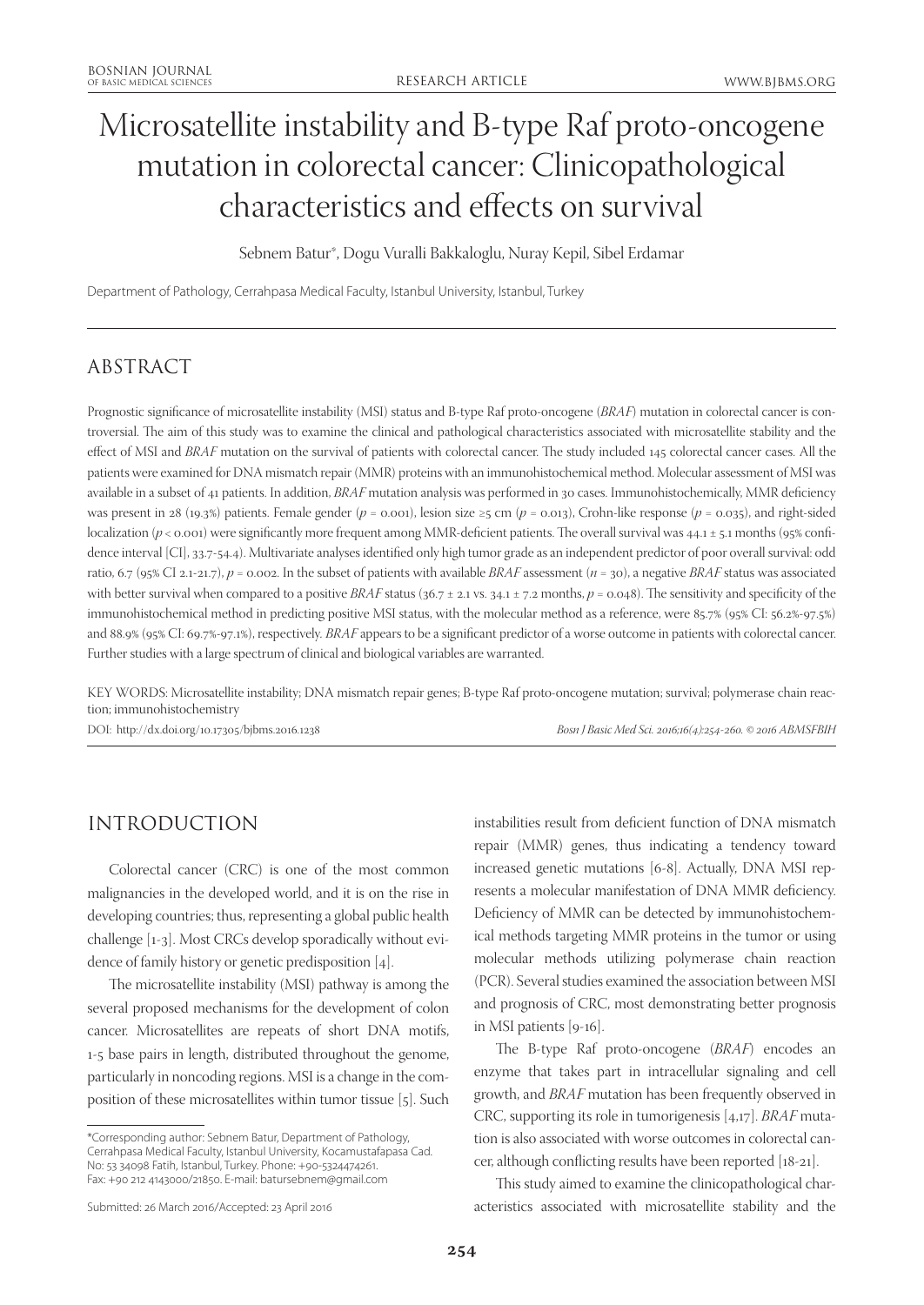# Microsatellite instability and B-type Raf proto-oncogene mutation in colorectal cancer: Clinicopathological characteristics and effects on survival

Sebnem Batur*, Dogu Vuralli Bakkaloglu, Nuray Kepil, Sibel Erdamar

Department of Pathology, Cerrahpasa Medical Faculty, Istanbul University, Istanbul, Turkey

## ABSTRACT

Prognostic significance of microsatellite instability (MSI) status and B-type Raf proto-oncogene (*BRAF*) mutation in colorectal cancer is controversial. The aim of this study was to examine the clinical and pathological characteristics associated with microsatellite stability and the effect of MSI and *BRAF* mutation on the survival of patients with colorectal cancer. The study included 145 colorectal cancer cases. All the patients were examined for DNA mismatch repair (MMR) proteins with an immunohistochemical method. Molecular assessment of MSI was available in a subset of 41 patients. In addition, *BRAF* mutation analysis was performed in 30 cases. Immunohistochemically, MMR deficiency was present in 28 (19.3%) patients. Female gender ($p = 0.001$), lesion size ≥5 cm ($p = 0.013$), Crohn-like response ($p = 0.035$), and right-sided localization ($p < 0.001$) were significantly more frequent among MMR-deficient patients. The overall survival was 44.1 ± 5.1 months (95% confidence interval [CI], 33.7-54.4). Multivariate analyses identified only high tumor grade as an independent predictor of poor overall survival: odd ratio, 6.7 (95% CI 2.1-21.7), $p = 0.002$. In the subset of patients with available *BRAF* assessment ($n = 30$), a negative *BRAF* status was associated with better survival when compared to a positive *BRAF* status (36.7 ± 2.1 vs. 34.1 ± 7.2 months, $p = 0.048$). The sensitivity and specificity of the immunohistochemical method in predicting positive MSI status, with the molecular method as a reference, were 85.7% (95% CI: 56.2%-97.5%) and 88.9% (95% CI: 69.7%-97.1%), respectively. *BRAF* appears to be a significant predictor of a worse outcome in patients with colorectal cancer. Further studies with a large spectrum of clinical and biological variables are warranted.

KEY WORDS: Microsatellite instability; DNA mismatch repair genes; B-type Raf proto-oncogene mutation; survival; polymerase chain reaction; immunohistochemistry

DOI: http://dx.doi.org/10.17305/bjbms.2016.1238

## INTRODUCTION

Colorectal cancer (CRC) is one of the most common malignancies in the developed world, and it is on the rise in developing countries; thus, representing a global public health challenge [1-3]. Most CRCs develop sporadically without evidence of family history or genetic predisposition [4].

The microsatellite instability (MSI) pathway is among the several proposed mechanisms for the development of colon cancer. Microsatellites are repeats of short DNA motifs, 1-5 base pairs in length, distributed throughout the genome, particularly in noncoding regions. MSI is a change in the composition of these microsatellites within tumor tissue [5]. Such instabilities result from deficient function of DNA mismatch repair (MMR) genes, thus indicating a tendency toward increased genetic mutations [6-8]. Actually, DNA MSI represents a molecular manifestation of DNA MMR deficiency. Deficiency of MMR can be detected by immunohistochemical methods targeting MMR proteins in the tumor or using molecular methods utilizing polymerase chain reaction (PCR). Several studies examined the association between MSI and prognosis of CRC, most demonstrating better prognosis in MSI patients [9-16].

The B-type Raf proto-oncogene (*BRAF*) encodes an enzyme that takes part in intracellular signaling and cell growth, and *BRAF* mutation has been frequently observed in CRC, supporting its role in tumorigenesis [4,17]. *BRAF* mutation is also associated with worse outcomes in colorectal cancer, although conflicting results have been reported [18-21].

This study aimed to examine the clinicopathological characteristics associated with microsatellite stability and the

*Corresponding author: Sebnem Batur, Department of Pathology, Cerrahpasa Medical Faculty, Istanbul University, Kocamustafapasa Cad. No: 53 34098 Fatih, Istanbul, Turkey. Phone: +90-5324474261. Fax: +90 212 4143000/21850. E-mail: batursebnem@gmail.com

Submitted: 26 March 2016/Accepted: 23 April 2016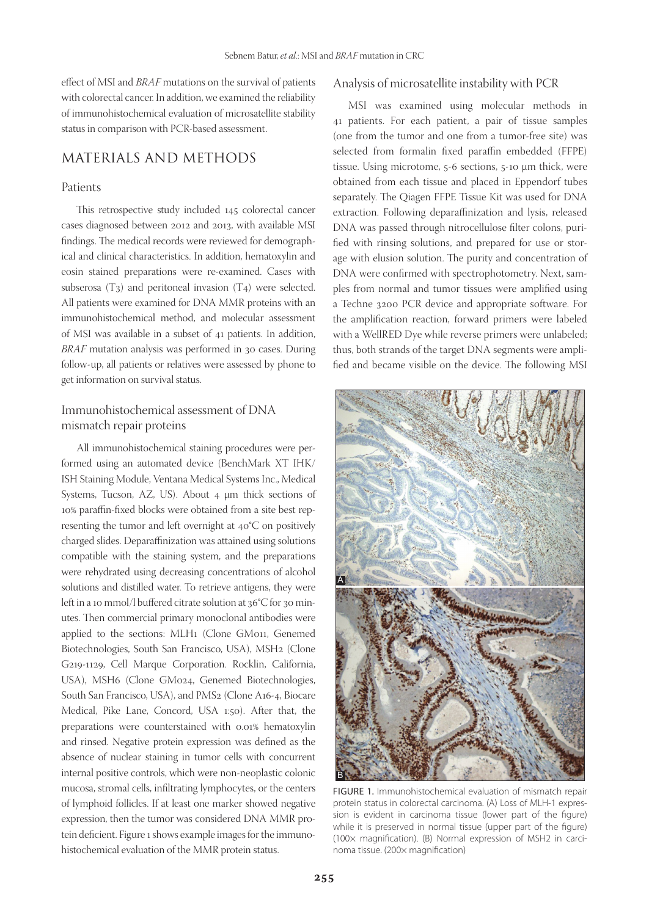effect of MSI and *BRAF* mutations on the survival of patients with colorectal cancer. In addition, we examined the reliability of immunohistochemical evaluation of microsatellite stability status in comparison with PCR-based assessment.

## MATERIALS AND METHODS

### Patients

This retrospective study included 145 colorectal cancer cases diagnosed between 2012 and 2013, with available MSI findings. The medical records were reviewed for demographical and clinical characteristics. In addition, hematoxylin and eosin stained preparations were re-examined. Cases with subserosa (T3) and peritoneal invasion (T4) were selected. All patients were examined for DNA MMR proteins with an immunohistochemical method, and molecular assessment of MSI was available in a subset of 41 patients. In addition, *BRAF* mutation analysis was performed in 30 cases. During follow-up, all patients or relatives were assessed by phone to get information on survival status.

### Immunohistochemical assessment of DNA mismatch repair proteins

All immunohistochemical staining procedures were performed using an automated device (BenchMark XT IHK/ISH Staining Module, Ventana Medical Systems Inc., Medical Systems, Tucson, AZ, US). About 4 µm thick sections of 10% paraffin-fixed blocks were obtained from a site best representing the tumor and left overnight at 40°C on positively charged slides. Deparaffinization was attained using solutions compatible with the staining system, and the preparations were rehydrated using decreasing concentrations of alcohol solutions and distilled water. To retrieve antigens, they were left in a 10 mmol/l buffered citrate solution at 36°C for 30 minutes. Then commercial primary monoclonal antibodies were applied to the sections: MLH1 (Clone GM011, Genemed Biotechnologies, South San Francisco, USA), MSH2 (Clone G219-1129, Cell Marque Corporation. Rocklin, California, USA), MSH6 (Clone GM024, Genemed Biotechnologies, South San Francisco, USA), and PMS2 (Clone A16-4, Biocare Medical, Pike Lane, Concord, USA 1:50). After that, the preparations were counterstained with 0.01% hematoxylin and rinsed. Negative protein expression was defined as the absence of nuclear staining in tumor cells with concurrent internal positive controls, which were non-neoplastic colonic mucosa, stromal cells, infiltrating lymphocytes, or the centers of lymphoid follicles. If at least one marker showed negative expression, then the tumor was considered DNA MMR protein deficient. Figure 1 shows example images for the immunohistochemical evaluation of the MMR protein status.

### Analysis of microsatellite instability with PCR

MSI was examined using molecular methods in 41 patients. For each patient, a pair of tissue samples (one from the tumor and one from a tumor-free site) was selected from formalin fixed paraffin embedded (FFPE) tissue. Using microtome, 5-6 sections, 5-10 µm thick, were obtained from each tissue and placed in Eppendorf tubes separately. The Qiagen FFPE Tissue Kit was used for DNA extraction. Following deparaffinization and lysis, released DNA was passed through nitrocellulose filter colons, purified with rinsing solutions, and prepared for use or storage with elution solution. The purity and concentration of DNA were confirmed with spectrophotometry. Next, samples from normal and tumor tissues were amplified using a Techne 3200 PCR device and appropriate software. For the amplification reaction, forward primers were labeled with a WellRED Dye while reverse primers were unlabeled; thus, both strands of the target DNA segments were amplified and became visible on the device. The following MSI

FIGURE 1. Immunohistochemical evaluation of mismatch repair protein status in colorectal carcinoma. (A) Loss of MLH-1 expression is evident in carcinoma tissue (lower part of the figure) while it is preserved in normal tissue (upper part of the figure) (100× magnification). (B) Normal expression of MSH2 in carcinoma tissue. (200× magnification)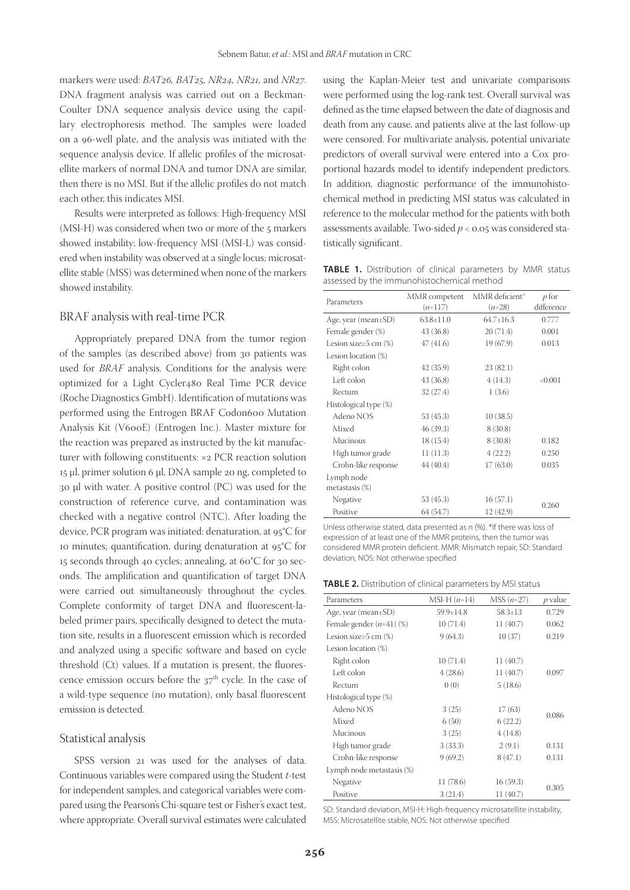markers were used: *BAT26, BAT25, NR24, NR21,* and *NR27*. DNA fragment analysis was carried out on a Beckman-Coulter DNA sequence analysis device using the capillary electrophoresis method. The samples were loaded on a 96-well plate, and the analysis was initiated with the sequence analysis device. If allelic profiles of the microsatellite markers of normal DNA and tumor DNA are similar, then there is no MSI. But if the allelic profiles do not match each other, this indicates MSI.

Results were interpreted as follows: High-frequency MSI (MSI-H) was considered when two or more of the 5 markers showed instability; low-frequency MSI (MSI-L) was considered when instability was observed at a single locus; microsatellite stable (MSS) was determined when none of the markers showed instability.

## BRAF analysis with real-time PCR

Appropriately prepared DNA from the tumor region of the samples (as described above) from 30 patients was used for *BRAF* analysis. Conditions for the analysis were optimized for a Light Cycler480 Real Time PCR device (Roche Diagnostics GmbH). Identification of mutations was performed using the Entrogen BRAF Codon600 Mutation Analysis Kit (V600E) (Entrogen Inc.). Master mixture for the reaction was prepared as instructed by the kit manufacturer with following constituents: ×2 PCR reaction solution 15 µl, primer solution 6 µl, DNA sample 20 ng, completed to 30 µl with water. A positive control (PC) was used for the construction of reference curve, and contamination was checked with a negative control (NTC). After loading the device, PCR program was initiated: denaturation, at 95°C for 10 minutes; quantification, during denaturation at 95°C for 15 seconds through 40 cycles; annealing, at 60°C for 30 seconds. The amplification and quantification of target DNA were carried out simultaneously throughout the cycles. Complete conformity of target DNA and fluorescent-labeled primer pairs, specifically designed to detect the mutation site, results in a fluorescent emission which is recorded and analyzed using a specific software and based on cycle threshold (Ct) values. If a mutation is present, the fluorescence emission occurs before the 37th cycle. In the case of a wild-type sequence (no mutation), only basal fluorescent emission is detected.

## Statistical analysis

SPSS version 21 was used for the analyses of data. Continuous variables were compared using the Student *t*-test for independent samples, and categorical variables were compared using the Pearson's Chi-square test or Fisher's exact test, where appropriate. Overall survival estimates were calculated using the Kaplan-Meier test and univariate comparisons were performed using the log-rank test. Overall survival was defined as the time elapsed between the date of diagnosis and death from any cause, and patients alive at the last follow-up were censored. For multivariate analysis, potential univariate predictors of overall survival were entered into a Cox proportional hazards model to identify independent predictors. In addition, diagnostic performance of the immunohistochemical method in predicting MSI status was calculated in reference to the molecular method for the patients with both assessments available. Two-sided $p < 0.05$ was considered statistically significant.

**TABLE 1.** Distribution of clinical parameters by MMR status assessed by the immunohistochemical method

| Parameters | MMR competent (*n*=117) | MMR deficient* (*n*=28) | *p* for difference |
|---|---|---|---|
| Age, year (mean±SD) | 63.8±11.0 | 64.7±16.3 | 0.777 |
| Female gender (%) | 43 (36.8) | 20 (71.4) | 0.001 |
| Lesion size≥5 cm (%) | 47 (41.6) | 19 (67.9) | 0.013 |
| Lesion location (%) | | | |
| Right colon | 42 (35.9) | 23 (82.1) | |
| Left colon | 43 (36.8) | 4 (14.3) | <0.001 |
| Rectum | 32 (27.4) | 1 (3.6) | |
| Histological type (%) | | | |
| Adeno NOS | 53 (45.3) | 10 (38.5) | |
| Mixed | 46 (39.3) | 8 (30.8) | |
| Mucinous | 18 (15.4) | 8 (30.8) | 0.182 |
| High tumor grade | 11 (11.3) | 4 (22.2) | 0.250 |
| Crohn-like response | 44 (40.4) | 17 (63.0) | 0.035 |
| Lymph node metastasis (%) | | | |
| Negative | 53 (45.3) | 16 (57.1) | 0.260 |
| Positive | 64 (54.7) | 12 (42.9) | |

Unless otherwise stated, data presented as n (%). *If there was loss of expression of at least one of the MMR proteins, then the tumor was considered MMR protein deficient. MMR: Mismatch repair, SD: Standard deviation, NOS: Not otherwise specified

**TABLE 2.** Distribution of clinical parameters by MSI status

| Parameters | MSI-H (*n*=14) | MSS (*n*=27) | *p* value |
|---|---|---|---|
| Age, year (mean±SD) | 59.9±14.8 | 58.3±13 | 0.729 |
| Female gender (*n*=41) (%) | 10 (71.4) | 11 (40.7) | 0.062 |
| Lesion size≥5 cm (%) | 9 (64.3) | 10 (37) | 0.219 |
| Lesion location (%) | | | |
| Right colon | 10 (71.4) | 11 (40.7) | |
| Left colon | 4 (28.6) | 11 (40.7) | 0.097 |
| Rectum | 0 (0) | 5 (18.6) | |
| Histological type (%) | | | |
| Adeno NOS | 3 (25) | 17 (63) | 0.086 |
| Mixed | 6 (50) | 6 (22.2) | |
| Mucinous | 3 (25) | 4 (14.8) | |
| High tumor grade | 3 (33.3) | 2 (9.1) | 0.131 |
| Crohn-like response | 9 (69.2) | 8 (47.1) | 0.131 |
| Lymph node metastasis (%) | | | |
| Negative | 11 (78.6) | 16 (59.3) | 0.305 |
| Positive | 3 (21.4) | 11 (40.7) | |

SD: Standard deviation, MSI-H: High-frequency microsatellite instability, MSS: Microsatellite stable, NOS: Not otherwise specified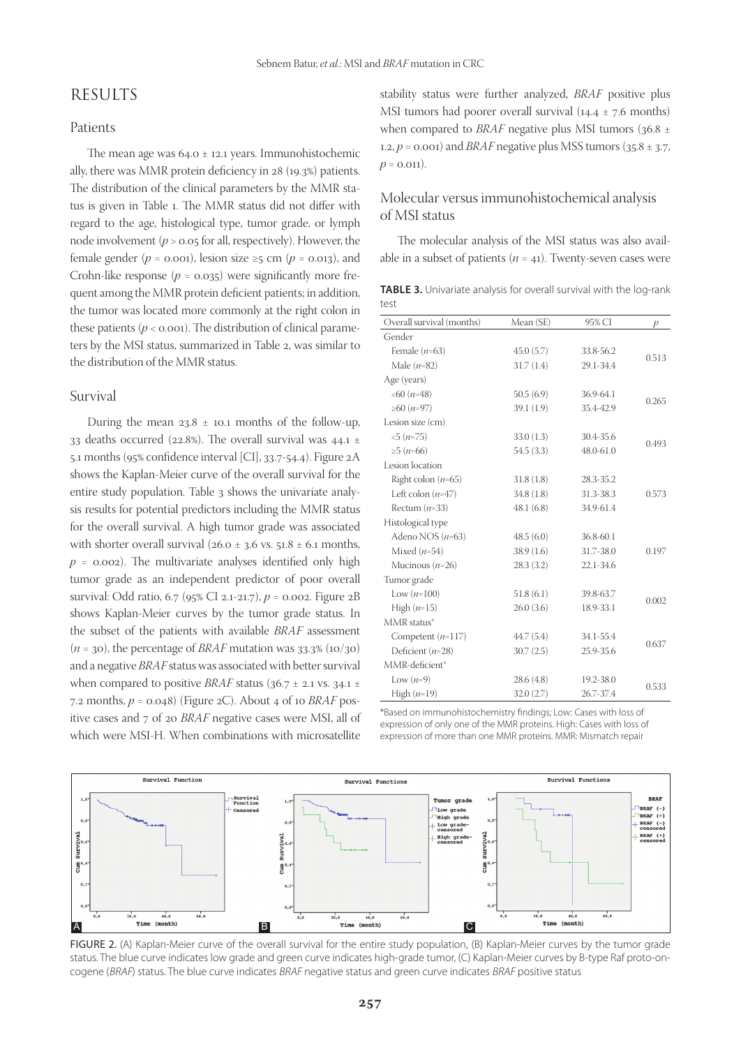## RESULTS

### Patients

The mean age was 64.0 ± 12.1 years. Immunohistochemically, there was MMR protein deficiency in 28 (19.3%) patients. The distribution of the clinical parameters by the MMR status is given in Table 1. The MMR status did not differ with regard to the age, histological type, tumor grade, or lymph node involvement ($p > 0.05$ for all, respectively). However, the female gender ($p = 0.001$), lesion size ≥5 cm ($p = 0.013$), and Crohn-like response ($p = 0.035$) were significantly more frequent among the MMR protein deficient patients; in addition, the tumor was located more commonly at the right colon in these patients ($p < 0.001$). The distribution of clinical parameters by the MSI status, summarized in Table 2, was similar to the distribution of the MMR status.

### Survival

During the mean 23.8 ± 10.1 months of the follow-up, 33 deaths occurred (22.8%). The overall survival was 44.1 ± 5.1 months (95% confidence interval [CI], 33.7-54.4). Figure 2A shows the Kaplan-Meier curve of the overall survival for the entire study population. Table 3 shows the univariate analysis results for potential predictors including the MMR status for the overall survival. A high tumor grade was associated with shorter overall survival (26.0 ± 3.6 vs. 51.8 ± 6.1 months, $p = 0.002$). The multivariate analyses identified only high tumor grade as an independent predictor of poor overall survival: Odd ratio, 6.7 (95% CI 2.1-21.7), $p = 0.002$. Figure 2B shows Kaplan-Meier curves by the tumor grade status. In the subset of the patients with available *BRAF* assessment ($n = 30$), the percentage of *BRAF* mutation was 33.3% (10/30) and a negative *BRAF* status was associated with better survival when compared to positive *BRAF* status (36.7 ± 2.1 vs. 34.1 ± 7.2 months, $p = 0.048$) (Figure 2C). About 4 of 10 *BRAF* positive cases and 7 of 20 *BRAF* negative cases were MSI, all of which were MSI-H. When combinations with microsatellite stability status were further analyzed, *BRAF* positive plus MSI tumors had poorer overall survival (14.4 ± 7.6 months) when compared to *BRAF* negative plus MSI tumors (36.8 ± 1.2, $p = 0.001$) and *BRAF* negative plus MSS tumors (35.8 ± 3.7, $p = 0.011$).

### Molecular versus immunohistochemical analysis of MSI status

The molecular analysis of the MSI status was also available in a subset of patients ($n = 41$). Twenty-seven cases were

**TABLE 3.** Univariate analysis for overall survival with the log-rank test

| Overall survival (months) | Mean (SE) | 95% CI | p |
|---|---|---|---|
| Gender | | | |
| Female ($n$=63) | 45.0 (5.7) | 33.8-56.2 | 0.513 |
| Male ($n$=82) | 31.7 (1.4) | 29.1-34.4 | |
| Age (years) | | | |
| <60 ($n$=48) | 50.5 (6.9) | 36.9-64.1 | 0.265 |
| ≥60 ($n$=97) | 39.1 (1.9) | 35.4-42.9 | |
| Lesion size (cm) | | | |
| <5 ($n$=75) | 33.0 (1.3) | 30.4-35.6 | 0.493 |
| ≥5 ($n$=66) | 54.5 (3.3) | 48.0-61.0 | |
| Lesion location | | | |
| Right colon ($n$=65) | 31.8 (1.8) | 28.3-35.2 | 0.573 |
| Left colon ($n$=47) | 34.8 (1.8) | 31.3-38.3 | |
| Rectum ($n$=33) | 48.1 (6.8) | 34.9-61.4 | |
| Histological type | | | |
| Adeno NOS ($n$=63) | 48.5 (6.0) | 36.8-60.1 | 0.197 |
| Mixed ($n$=54) | 38.9 (1.6) | 31.7-38.0 | |
| Mucinous ($n$=26) | 28.3 (3.2) | 22.1-34.6 | |
| Tumor grade | | | |
| Low ($n$=100) | 51.8 (6.1) | 39.8-63.7 | 0.002 |
| High ($n$=15) | 26.0 (3.6) | 18.9-33.1 | |
| MMR status* | | | |
| Competent ($n$=117) | 44.7 (5.4) | 34.1-55.4 | 0.637 |
| Deficient ($n$=28) | 30.7 (2.5) | 25.9-35.6 | |
| MMR-deficient* | | | |
| Low ($n$=9) | 28.6 (4.8) | 19.2-38.0 | 0.533 |
| High ($n$=19) | 32.0 (2.7) | 26.7-37.4 | |

*Based on immunohistochemistry findings; Low: Cases with loss of expression of only one of the MMR proteins. High: Cases with loss of expression of more than one MMR proteins. MMR: Mismatch repair

FIGURE 2. (A) Kaplan-Meier curve of the overall survival for the entire study population, (B) Kaplan-Meier curves by the tumor grade status. The blue curve indicates low grade and green curve indicates high-grade tumor, (C) Kaplan-Meier curves by B-type Raf proto-oncogene (*BRAF*) status. The blue curve indicates *BRAF* negative status and green curve indicates *BRAF* positive status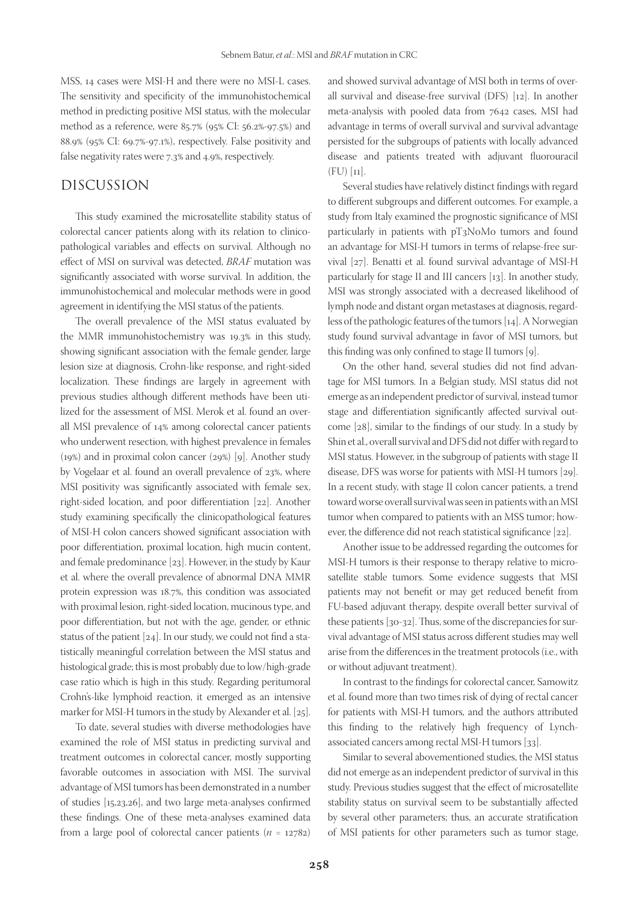MSS, 14 cases were MSI-H and there were no MSI-L cases. The sensitivity and specificity of the immunohistochemical method in predicting positive MSI status, with the molecular method as a reference, were 85.7% (95% CI: 56.2%-97.5%) and 88.9% (95% CI: 69.7%-97.1%), respectively. False positivity and false negativity rates were 7.3% and 4.9%, respectively.

## DISCUSSION

This study examined the microsatellite stability status of colorectal cancer patients along with its relation to clinicopathological variables and effects on survival. Although no effect of MSI on survival was detected, *BRAF* mutation was significantly associated with worse survival. In addition, the immunohistochemical and molecular methods were in good agreement in identifying the MSI status of the patients.

The overall prevalence of the MSI status evaluated by the MMR immunohistochemistry was 19.3% in this study, showing significant association with the female gender, large lesion size at diagnosis, Crohn-like response, and right-sided localization. These findings are largely in agreement with previous studies although different methods have been utilized for the assessment of MSI. Merok et al. found an overall MSI prevalence of 14% among colorectal cancer patients who underwent resection, with highest prevalence in females (19%) and in proximal colon cancer (29%) [9]. Another study by Vogelaar et al. found an overall prevalence of 23%, where MSI positivity was significantly associated with female sex, right-sided location, and poor differentiation [22]. Another study examining specifically the clinicopathological features of MSI-H colon cancers showed significant association with poor differentiation, proximal location, high mucin content, and female predominance [23]. However, in the study by Kaur et al. where the overall prevalence of abnormal DNA MMR protein expression was 18.7%, this condition was associated with proximal lesion, right-sided location, mucinous type, and poor differentiation, but not with the age, gender, or ethnic status of the patient [24]. In our study, we could not find a statistically meaningful correlation between the MSI status and histological grade; this is most probably due to low/high-grade case ratio which is high in this study. Regarding peritumoral Crohn's-like lymphoid reaction, it emerged as an intensive marker for MSI-H tumors in the study by Alexander et al. [25].

To date, several studies with diverse methodologies have examined the role of MSI status in predicting survival and treatment outcomes in colorectal cancer, mostly supporting favorable outcomes in association with MSI. The survival advantage of MSI tumors has been demonstrated in a number of studies [15,23,26], and two large meta-analyses confirmed these findings. One of these meta-analyses examined data from a large pool of colorectal cancer patients ($n$ = 12782) and showed survival advantage of MSI both in terms of overall survival and disease-free survival (DFS) [12]. In another meta-analysis with pooled data from 7642 cases, MSI had advantage in terms of overall survival and survival advantage persisted for the subgroups of patients with locally advanced disease and patients treated with adjuvant fluorouracil (FU) [11].

Several studies have relatively distinct findings with regard to different subgroups and different outcomes. For example, a study from Italy examined the prognostic significance of MSI particularly in patients with pT3N0M0 tumors and found an advantage for MSI-H tumors in terms of relapse-free survival [27]. Benatti et al. found survival advantage of MSI-H particularly for stage II and III cancers [13]. In another study, MSI was strongly associated with a decreased likelihood of lymph node and distant organ metastases at diagnosis, regardless of the pathologic features of the tumors [14]. A Norwegian study found survival advantage in favor of MSI tumors, but this finding was only confined to stage II tumors [9].

On the other hand, several studies did not find advantage for MSI tumors. In a Belgian study, MSI status did not emerge as an independent predictor of survival, instead tumor stage and differentiation significantly affected survival outcome [28], similar to the findings of our study. In a study by Shin et al., overall survival and DFS did not differ with regard to MSI status. However, in the subgroup of patients with stage II disease, DFS was worse for patients with MSI-H tumors [29]. In a recent study, with stage II colon cancer patients, a trend toward worse overall survival was seen in patients with an MSI tumor when compared to patients with an MSS tumor; however, the difference did not reach statistical significance [22].

Another issue to be addressed regarding the outcomes for MSI-H tumors is their response to therapy relative to microsatellite stable tumors. Some evidence suggests that MSI patients may not benefit or may get reduced benefit from FU-based adjuvant therapy, despite overall better survival of these patients [30-32]. Thus, some of the discrepancies for survival advantage of MSI status across different studies may well arise from the differences in the treatment protocols (i.e., with or without adjuvant treatment).

In contrast to the findings for colorectal cancer, Samowitz et al. found more than two times risk of dying of rectal cancer for patients with MSI-H tumors, and the authors attributed this finding to the relatively high frequency of Lynch-associated cancers among rectal MSI-H tumors [33].

Similar to several abovementioned studies, the MSI status did not emerge as an independent predictor of survival in this study. Previous studies suggest that the effect of microsatellite stability status on survival seem to be substantially affected by several other parameters; thus, an accurate stratification of MSI patients for other parameters such as tumor stage,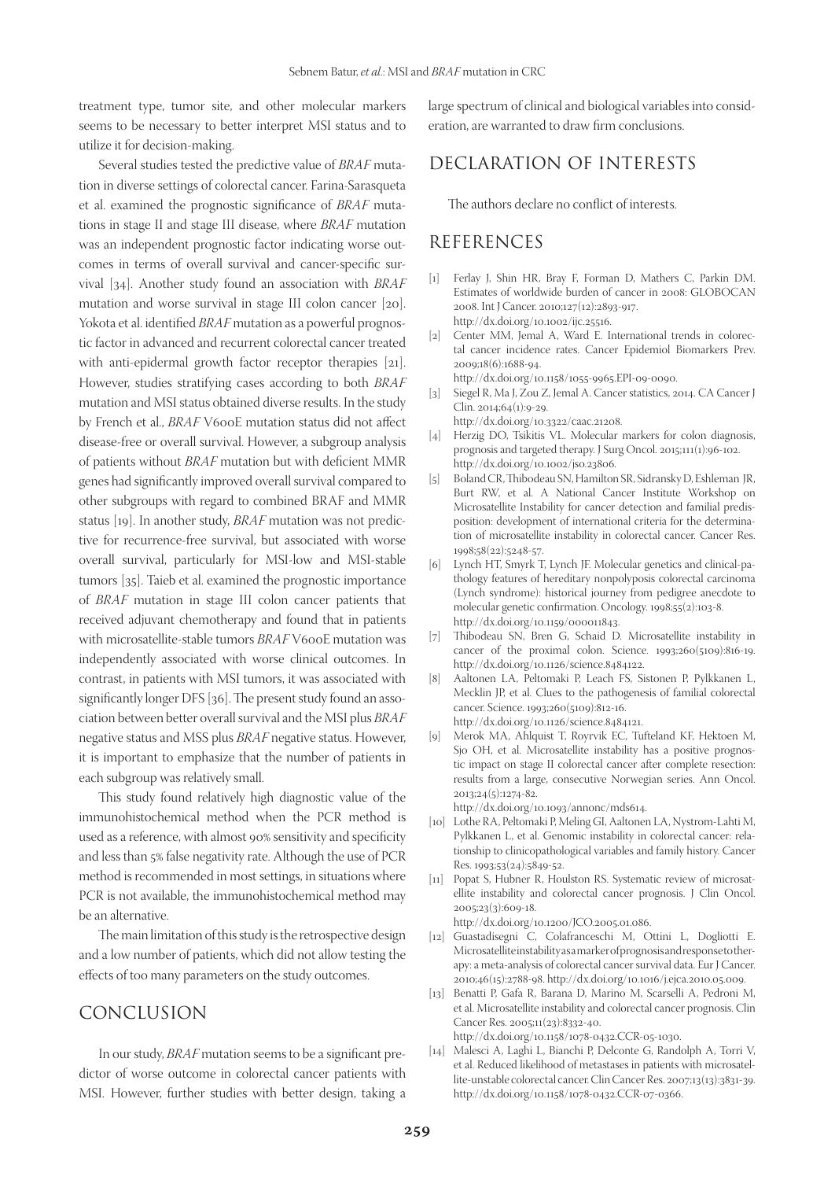treatment type, tumor site, and other molecular markers seems to be necessary to better interpret MSI status and to utilize it for decision-making.

Several studies tested the predictive value of *BRAF* mutation in diverse settings of colorectal cancer. Farina-Sarasqueta et al. examined the prognostic significance of *BRAF* mutations in stage II and stage III disease, where *BRAF* mutation was an independent prognostic factor indicating worse outcomes in terms of overall survival and cancer-specific survival [34]. Another study found an association with *BRAF* mutation and worse survival in stage III colon cancer [20]. Yokota et al. identified *BRAF* mutation as a powerful prognostic factor in advanced and recurrent colorectal cancer treated with anti-epidermal growth factor receptor therapies [21]. However, studies stratifying cases according to both *BRAF* mutation and MSI status obtained diverse results. In the study by French et al., *BRAF* V600E mutation status did not affect disease-free or overall survival. However, a subgroup analysis of patients without *BRAF* mutation but with deficient MMR genes had significantly improved overall survival compared to other subgroups with regard to combined BRAF and MMR status [19]. In another study, *BRAF* mutation was not predictive for recurrence-free survival, but associated with worse overall survival, particularly for MSI-low and MSI-stable tumors [35]. Taieb et al. examined the prognostic importance of *BRAF* mutation in stage III colon cancer patients that received adjuvant chemotherapy and found that in patients with microsatellite-stable tumors *BRAF* V600E mutation was independently associated with worse clinical outcomes. In contrast, in patients with MSI tumors, it was associated with significantly longer DFS [36]. The present study found an association between better overall survival and the MSI plus *BRAF* negative status and MSS plus *BRAF* negative status. However, it is important to emphasize that the number of patients in each subgroup was relatively small.

This study found relatively high diagnostic value of the immunohistochemical method when the PCR method is used as a reference, with almost 90% sensitivity and specificity and less than 5% false negativity rate. Although the use of PCR method is recommended in most settings, in situations where PCR is not available, the immunohistochemical method may be an alternative.

The main limitation of this study is the retrospective design and a low number of patients, which did not allow testing the effects of too many parameters on the study outcomes.

## CONCLUSION

In our study, *BRAF* mutation seems to be a significant predictor of worse outcome in colorectal cancer patients with MSI. However, further studies with better design, taking a large spectrum of clinical and biological variables into consideration, are warranted to draw firm conclusions.

## DECLARATION OF INTERESTS

The authors declare no conflict of interests.

## REFERENCES

[1] Ferlay J, Shin HR, Bray F, Forman D, Mathers C, Parkin DM. Estimates of worldwide burden of cancer in 2008: GLOBOCAN 2008. Int J Cancer. 2010;127(12):2893-917. http://dx.doi.org/10.1002/ijc.25516.

[2] Center MM, Jemal A, Ward E. International trends in colorectal cancer incidence rates. Cancer Epidemiol Biomarkers Prev. 2009;18(6):1688-94. http://dx.doi.org/10.1158/1055-9965.EPI-09-0090.

[3] Siegel R, Ma J, Zou Z, Jemal A. Cancer statistics, 2014. CA Cancer J Clin. 2014;64(1):9-29. http://dx.doi.org/10.3322/caac.21208.

[4] Herzig DO, Tsikitis VL. Molecular markers for colon diagnosis, prognosis and targeted therapy. J Surg Oncol. 2015;111(1):96-102. http://dx.doi.org/10.1002/jso.23806.

[5] Boland CR, Thibodeau SN, Hamilton SR, Sidransky D, Eshleman JR, Burt RW, et al. A National Cancer Institute Workshop on Microsatellite Instability for cancer detection and familial predisposition: development of international criteria for the determination of microsatellite instability in colorectal cancer. Cancer Res. 1998;58(22):5248-57.

[6] Lynch HT, Smyrk T, Lynch JF. Molecular genetics and clinical-pathology features of hereditary nonpolyposis colorectal carcinoma (Lynch syndrome): historical journey from pedigree anecdote to molecular genetic confirmation. Oncology. 1998;55(2):103-8. http://dx.doi.org/10.1159/000011843.

[7] Thibodeau SN, Bren G, Schaid D. Microsatellite instability in cancer of the proximal colon. Science. 1993;260(5109):816-19. http://dx.doi.org/10.1126/science.8484122.

[8] Aaltonen LA, Peltomaki P, Leach FS, Sistonen P, Pylkkanen L, Mecklin JP, et al. Clues to the pathogenesis of familial colorectal cancer. Science. 1993;260(5109):812-16. http://dx.doi.org/10.1126/science.8484121.

[9] Merok MA, Ahlquist T, Royrvik EC, Tufteland KF, Hektoen M, Sjo OH, et al. Microsatellite instability has a positive prognostic impact on stage II colorectal cancer after complete resection: results from a large, consecutive Norwegian series. Ann Oncol. 2013;24(5):1274-82. http://dx.doi.org/10.1093/annonc/mds614.

[10] Lothe RA, Peltomaki P, Meling GI, Aaltonen LA, Nystrom-Lahti M, Pylkkanen L, et al. Genomic instability in colorectal cancer: relationship to clinicopathological variables and family history. Cancer Res. 1993;53(24):5849-52.

[11] Popat S, Hubner R, Houlston RS. Systematic review of microsatellite instability and colorectal cancer prognosis. J Clin Oncol. 2005;23(3):609-18. http://dx.doi.org/10.1200/JCO.2005.01.086.

[12] Guastadisegni C, Colafranceschi M, Ottini L, Dogliotti E. Microsatellite instability as a marker of prognosis and response to therapy: a meta-analysis of colorectal cancer survival data. Eur J Cancer. 2010;46(15):2788-98. http://dx.doi.org/10.1016/j.ejca.2010.05.009.

[13] Benatti P, Gafa R, Barana D, Marino M, Scarselli A, Pedroni M, et al. Microsatellite instability and colorectal cancer prognosis. Clin Cancer Res. 2005;11(23):8332-40. http://dx.doi.org/10.1158/1078-0432.CCR-05-1030.

[14] Malesci A, Laghi L, Bianchi P, Delconte G, Randolph A, Torri V, et al. Reduced likelihood of metastases in patients with microsatellite-unstable colorectal cancer. Clin Cancer Res. 2007;13(13):3831-39. http://dx.doi.org/10.1158/1078-0432.CCR-07-0366.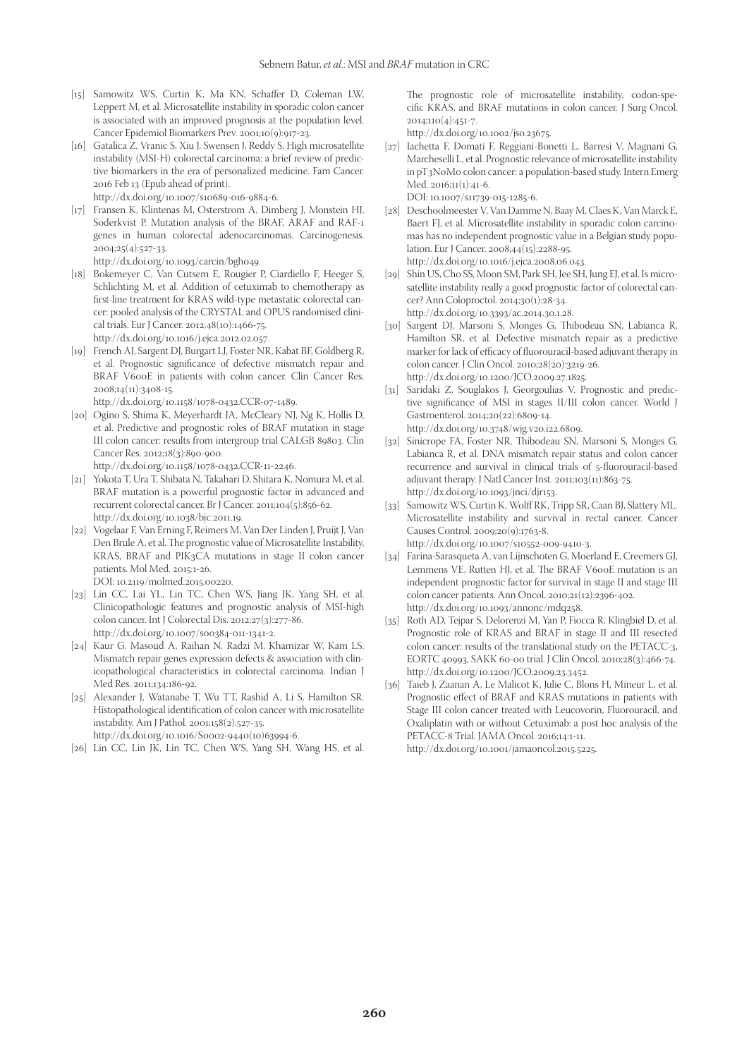[15] Samowitz WS, Curtin K, Ma KN, Schaffer D, Coleman LW, Leppert M, et al. Microsatellite instability in sporadic colon cancer is associated with an improved prognosis at the population level. Cancer Epidemiol Biomarkers Prev. 2001;10(9):917-23.

[16] Gatalica Z, Vranic S, Xiu J, Swensen J, Reddy S. High microsatellite instability (MSI-H) colorectal carcinoma: a brief review of predictive biomarkers in the era of personalized medicine. Fam Cancer. 2016 Feb 13 (Epub ahead of print). http://dx.doi.org/10.1007/s10689-016-9884-6.

[17] Fransen K, Klintenas M, Osterstrom A, Dimberg J, Monstein HJ, Soderkvist P. Mutation analysis of the BRAF, ARAF and RAF-1 genes in human colorectal adenocarcinomas. Carcinogenesis. 2004;25(4):527-33. http://dx.doi.org/10.1093/carcin/bgh049.

[18] Bokemeyer C, Van Cutsem E, Rougier P, Ciardiello F, Heeger S, Schlichting M, et al. Addition of cetuximab to chemotherapy as first-line treatment for KRAS wild-type metastatic colorectal cancer: pooled analysis of the CRYSTAL and OPUS randomised clinical trials. Eur J Cancer. 2012;48(10):1466-75. http://dx.doi.org/10.1016/j.ejca.2012.02.057.

[19] French AJ, Sargent DJ, Burgart LJ, Foster NR, Kabat BF, Goldberg R, et al. Prognostic significance of defective mismatch repair and BRAF V600E in patients with colon cancer. Clin Cancer Res. 2008;14(11):3408-15. http://dx.doi.org/10.1158/1078-0432.CCR-07-1489.

[20] Ogino S, Shima K, Meyerhardt JA, McCleary NJ, Ng K, Hollis D, et al. Predictive and prognostic roles of BRAF mutation in stage III colon cancer: results from intergroup trial CALGB 89803. Clin Cancer Res. 2012;18(3):890-900. http://dx.doi.org/10.1158/1078-0432.CCR-11-2246.

[21] Yokota T, Ura T, Shibata N, Takahari D, Shitara K, Nomura M, et al. BRAF mutation is a powerful prognostic factor in advanced and recurrent colorectal cancer. Br J Cancer. 2011;104(5):856-62. http://dx.doi.org/10.1038/bjc.2011.19.

[22] Vogelaar F, Van Erning F, Reimers M, Van Der Linden J, Pruijt J, Van Den Brule A, et al. The prognostic value of Microsatellite Instability, KRAS, BRAF and PIK3CA mutations in stage II colon cancer patients. Mol Med. 2015:1-26. DOI: 10.2119/molmed.2015.00220.

[23] Lin CC, Lai YL, Lin TC, Chen WS, Jiang JK, Yang SH, et al. Clinicopathologic features and prognostic analysis of MSI-high colon cancer. Int J Colorectal Dis. 2012;27(3):277-86. http://dx.doi.org/10.1007/s00384-011-1341-2.

[24] Kaur G, Masoud A, Raihan N, Radzi M, Khamizar W, Kam LS. Mismatch repair genes expression defects & association with clinicopathological characteristics in colorectal carcinoma. Indian J Med Res. 2011;134:186-92.

[25] Alexander J, Watanabe T, Wu TT, Rashid A, Li S, Hamilton SR. Histopathological identification of colon cancer with microsatellite instability. Am J Pathol. 2001;158(2):527-35. http://dx.doi.org/10.1016/S0002-9440(10)63994-6.

[26] Lin CC, Lin JK, Lin TC, Chen WS, Yang SH, Wang HS, et al. The prognostic role of microsatellite instability, codon-specific KRAS, and BRAF mutations in colon cancer. J Surg Oncol. 2014;110(4):451-7. http://dx.doi.org/10.1002/jso.23675.

[27] Iachetta F, Domati F, Reggiani-Bonetti L, Barresi V, Magnani G, Marcheselli L, et al. Prognostic relevance of microsatellite instability in pT3N0M0 colon cancer: a population-based study. Intern Emerg Med. 2016;11(1):41-6. DOI: 10.1007/s11739-015-1285-6.

[28] Deschoolmeester V, Van Damme N, Baay M, Claes K, Van Marck E, Baert FJ, et al. Microsatellite instability in sporadic colon carcinomas has no independent prognostic value in a Belgian study population. Eur J Cancer. 2008;44(15):2288-95. http://dx.doi.org/10.1016/j.ejca.2008.06.043.

[29] Shin US, Cho SS, Moon SM, Park SH, Jee SH, Jung EJ, et al. Is microsatellite instability really a good prognostic factor of colorectal cancer? Ann Coloproctol. 2014;30(1):28-34. http://dx.doi.org/10.3393/ac.2014.30.1.28.

[30] Sargent DJ, Marsoni S, Monges G, Thibodeau SN, Labianca R, Hamilton SR, et al. Defective mismatch repair as a predictive marker for lack of efficacy of fluorouracil-based adjuvant therapy in colon cancer. J Clin Oncol. 2010;28(20):3219-26. http://dx.doi.org/10.1200/JCO.2009.27.1825.

[31] Saridaki Z, Souglakos J, Georgoulias V. Prognostic and predictive significance of MSI in stages II/III colon cancer. World J Gastroenterol. 2014;20(22):6809-14. http://dx.doi.org/10.3748/wjg.v20.i22.6809.

[32] Sinicrope FA, Foster NR, Thibodeau SN, Marsoni S, Monges G, Labianca R, et al. DNA mismatch repair status and colon cancer recurrence and survival in clinical trials of 5-fluorouracil-based adjuvant therapy. J Natl Cancer Inst. 2011;103(11):863-75. http://dx.doi.org/10.1093/jnci/djr153.

[33] Samowitz WS, Curtin K, Wolff RK, Tripp SR, Caan BJ, Slattery ML. Microsatellite instability and survival in rectal cancer. Cancer Causes Control. 2009;20(9):1763-8. http://dx.doi.org/10.1007/s10552-009-9410-3.

[34] Farina-Sarasqueta A, van Lijnschoten G, Moerland E, Creemers GJ, Lemmens VE, Rutten HJ, et al. The BRAF V600E mutation is an independent prognostic factor for survival in stage II and stage III colon cancer patients. Ann Oncol. 2010;21(12):2396-402. http://dx.doi.org/10.1093/annonc/mdq258.

[35] Roth AD, Tejpar S, Delorenzi M, Yan P, Fiocca R, Klingbiel D, et al. Prognostic role of KRAS and BRAF in stage II and III resected colon cancer: results of the translational study on the PETACC-3, EORTC 40993, SAKK 60-00 trial. J Clin Oncol. 2010;28(3):466-74. http://dx.doi.org/10.1200/JCO.2009.23.3452.

[36] Taieb J, Zaanan A, Le Malicot K, Julie C, Blons H, Mineur L, et al. Prognostic effect of BRAF and KRAS mutations in patients with Stage III colon cancer treated with Leucovorin, Fluorouracil, and Oxaliplatin with or without Cetuximab: a post hoc analysis of the PETACC-8 Trial. JAMA Oncol. 2016;14:1-11. http://dx.doi.org/10.1001/jamaoncol.2015.5225.